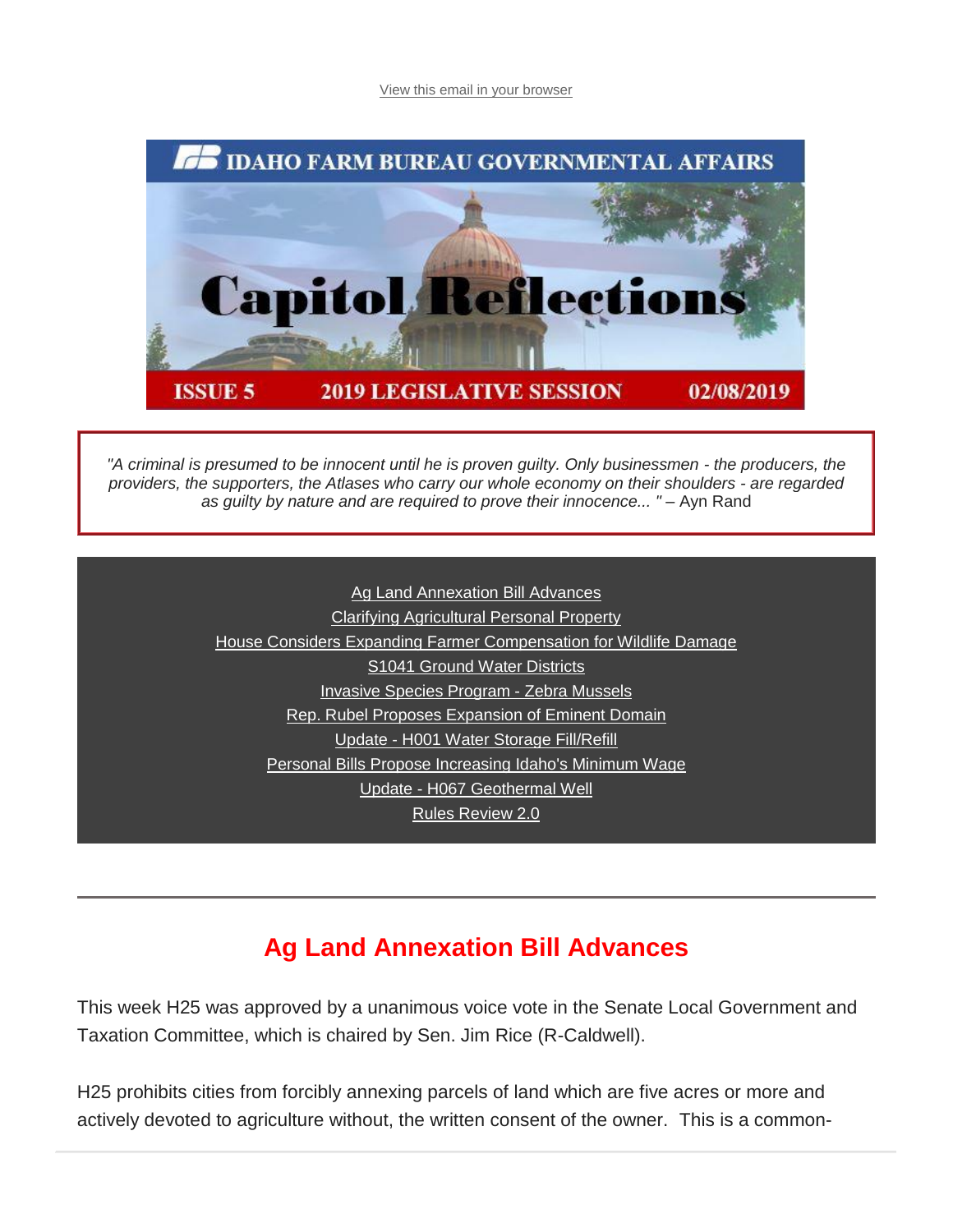View this email in your browser

# IDAHO FARM BUREAU GOVERNMENTAL AFFAIRS

# Capitol Reflections

**ISSUE 5 — 2019 LEGISLATIVE SESSION — 02/08/2019**

*"A criminal is presumed to be innocent until he is proven guilty. Only businessmen - the producers, the providers, the supporters, the Atlases who carry our whole economy on their shoulders - are regarded as guilty by nature and are required to prove their innocence... "* – Ayn Rand

- Ag Land Annexation Bill Advances
- Clarifying Agricultural Personal Property
- House Considers Expanding Farmer Compensation for Wildlife Damage
- S1041 Ground Water Districts
- Invasive Species Program - Zebra Mussels
- Rep. Rubel Proposes Expansion of Eminent Domain
- Update - H001 Water Storage Fill/Refill
- Personal Bills Propose Increasing Idaho's Minimum Wage
- Update - H067 Geothermal Well
- Rules Review 2.0

---

## Ag Land Annexation Bill Advances

This week H25 was approved by a unanimous voice vote in the Senate Local Government and Taxation Committee, which is chaired by Sen. Jim Rice (R-Caldwell).

H25 prohibits cities from forcibly annexing parcels of land which are five acres or more and actively devoted to agriculture without, the written consent of the owner. This is a common-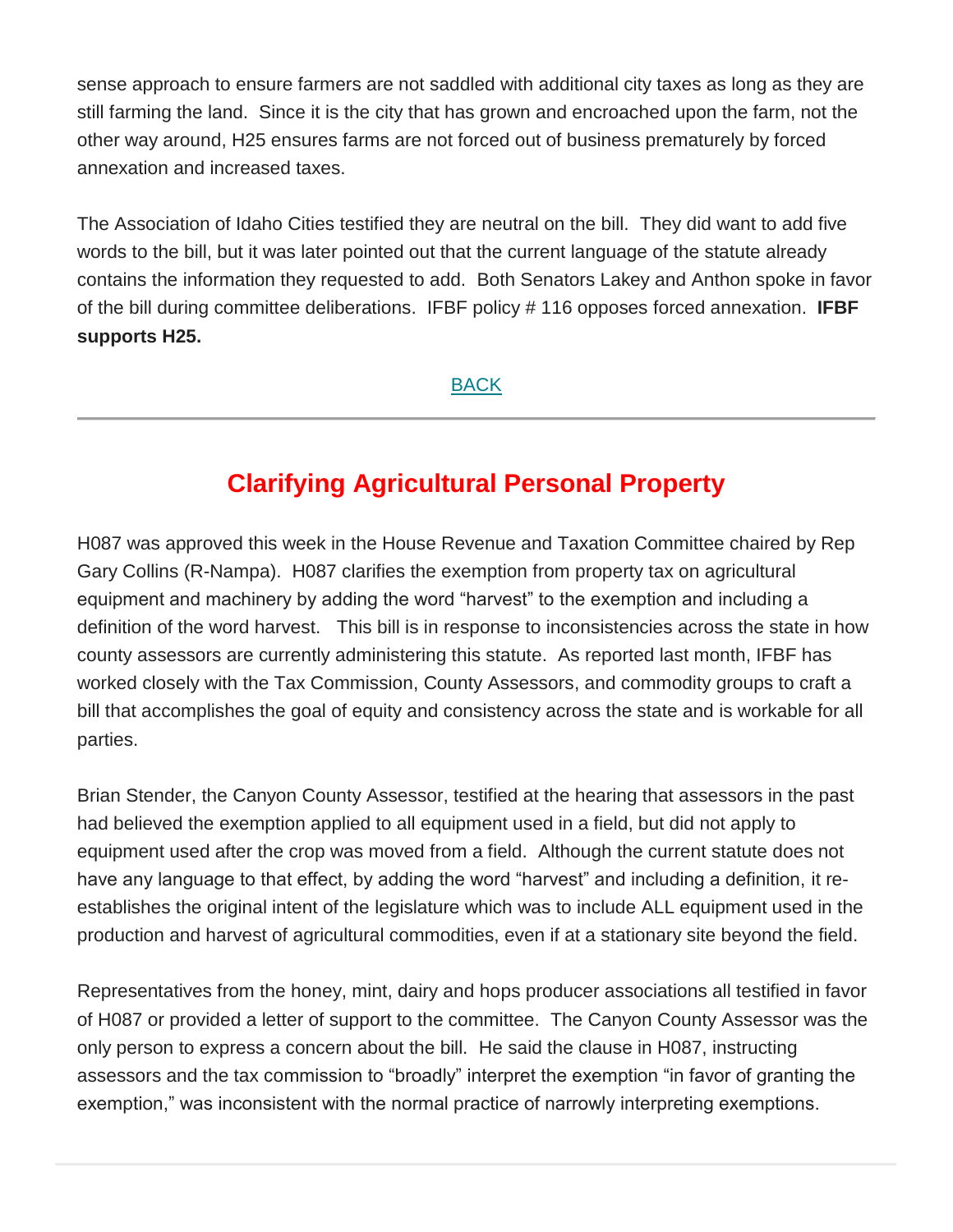sense approach to ensure farmers are not saddled with additional city taxes as long as they are still farming the land. Since it is the city that has grown and encroached upon the farm, not the other way around, H25 ensures farms are not forced out of business prematurely by forced annexation and increased taxes.

The Association of Idaho Cities testified they are neutral on the bill. They did want to add five words to the bill, but it was later pointed out that the current language of the statute already contains the information they requested to add. Both Senators Lakey and Anthon spoke in favor of the bill during committee deliberations. IFBF policy # 116 opposes forced annexation. **IFBF supports H25.**

BACK

---

## Clarifying Agricultural Personal Property

H087 was approved this week in the House Revenue and Taxation Committee chaired by Rep Gary Collins (R-Nampa). H087 clarifies the exemption from property tax on agricultural equipment and machinery by adding the word "harvest" to the exemption and including a definition of the word harvest. This bill is in response to inconsistencies across the state in how county assessors are currently administering this statute. As reported last month, IFBF has worked closely with the Tax Commission, County Assessors, and commodity groups to craft a bill that accomplishes the goal of equity and consistency across the state and is workable for all parties.

Brian Stender, the Canyon County Assessor, testified at the hearing that assessors in the past had believed the exemption applied to all equipment used in a field, but did not apply to equipment used after the crop was moved from a field. Although the current statute does not have any language to that effect, by adding the word "harvest" and including a definition, it re-establishes the original intent of the legislature which was to include ALL equipment used in the production and harvest of agricultural commodities, even if at a stationary site beyond the field.

Representatives from the honey, mint, dairy and hops producer associations all testified in favor of H087 or provided a letter of support to the committee. The Canyon County Assessor was the only person to express a concern about the bill. He said the clause in H087, instructing assessors and the tax commission to "broadly" interpret the exemption "in favor of granting the exemption," was inconsistent with the normal practice of narrowly interpreting exemptions.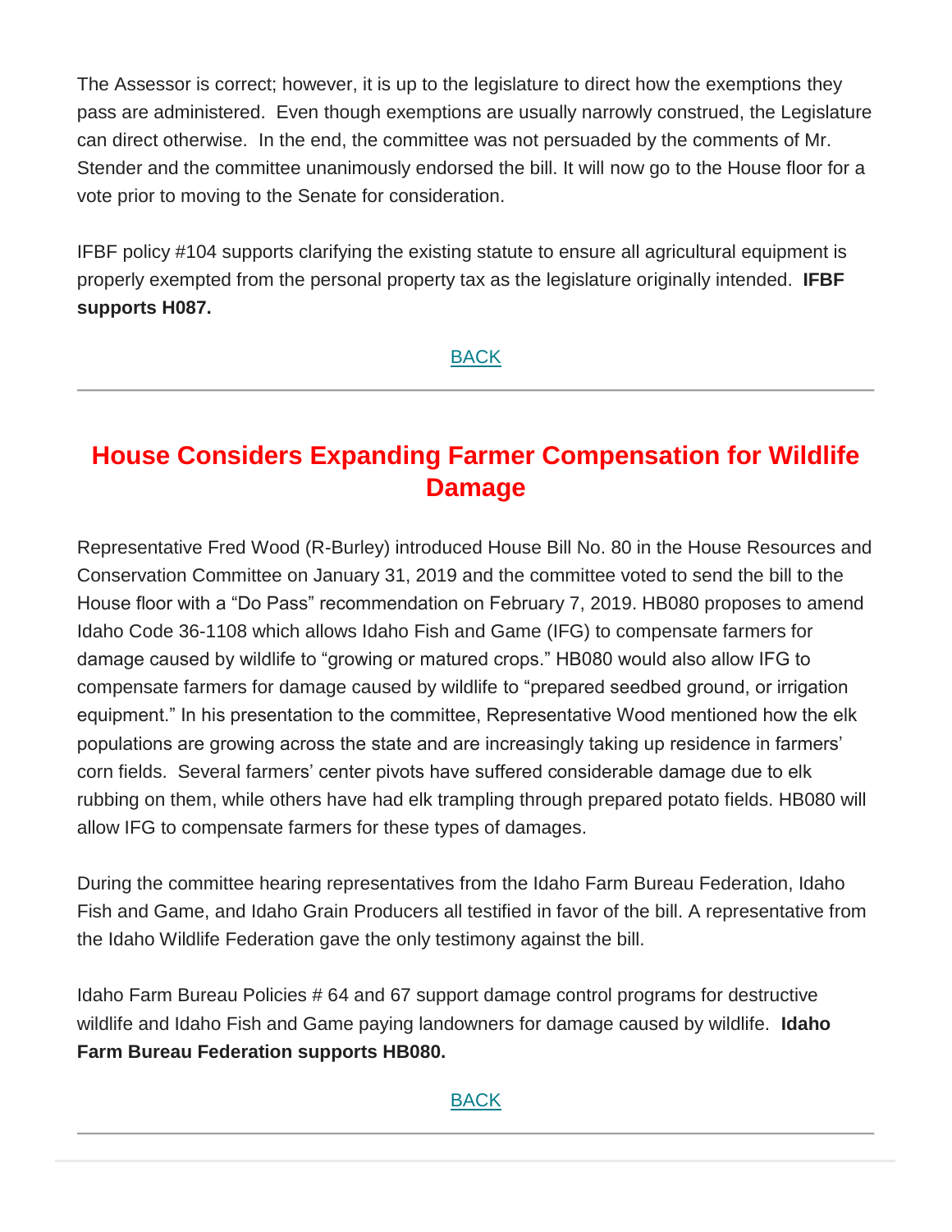The Assessor is correct; however, it is up to the legislature to direct how the exemptions they pass are administered. Even though exemptions are usually narrowly construed, the Legislature can direct otherwise. In the end, the committee was not persuaded by the comments of Mr. Stender and the committee unanimously endorsed the bill. It will now go to the House floor for a vote prior to moving to the Senate for consideration.

IFBF policy #104 supports clarifying the existing statute to ensure all agricultural equipment is properly exempted from the personal property tax as the legislature originally intended. **IFBF supports H087.**

BACK

---

## House Considers Expanding Farmer Compensation for Wildlife Damage

Representative Fred Wood (R-Burley) introduced House Bill No. 80 in the House Resources and Conservation Committee on January 31, 2019 and the committee voted to send the bill to the House floor with a "Do Pass" recommendation on February 7, 2019. HB080 proposes to amend Idaho Code 36-1108 which allows Idaho Fish and Game (IFG) to compensate farmers for damage caused by wildlife to "growing or matured crops." HB080 would also allow IFG to compensate farmers for damage caused by wildlife to "prepared seedbed ground, or irrigation equipment." In his presentation to the committee, Representative Wood mentioned how the elk populations are growing across the state and are increasingly taking up residence in farmers' corn fields. Several farmers' center pivots have suffered considerable damage due to elk rubbing on them, while others have had elk trampling through prepared potato fields. HB080 will allow IFG to compensate farmers for these types of damages.

During the committee hearing representatives from the Idaho Farm Bureau Federation, Idaho Fish and Game, and Idaho Grain Producers all testified in favor of the bill. A representative from the Idaho Wildlife Federation gave the only testimony against the bill.

Idaho Farm Bureau Policies # 64 and 67 support damage control programs for destructive wildlife and Idaho Fish and Game paying landowners for damage caused by wildlife. **Idaho Farm Bureau Federation supports HB080.**

BACK

---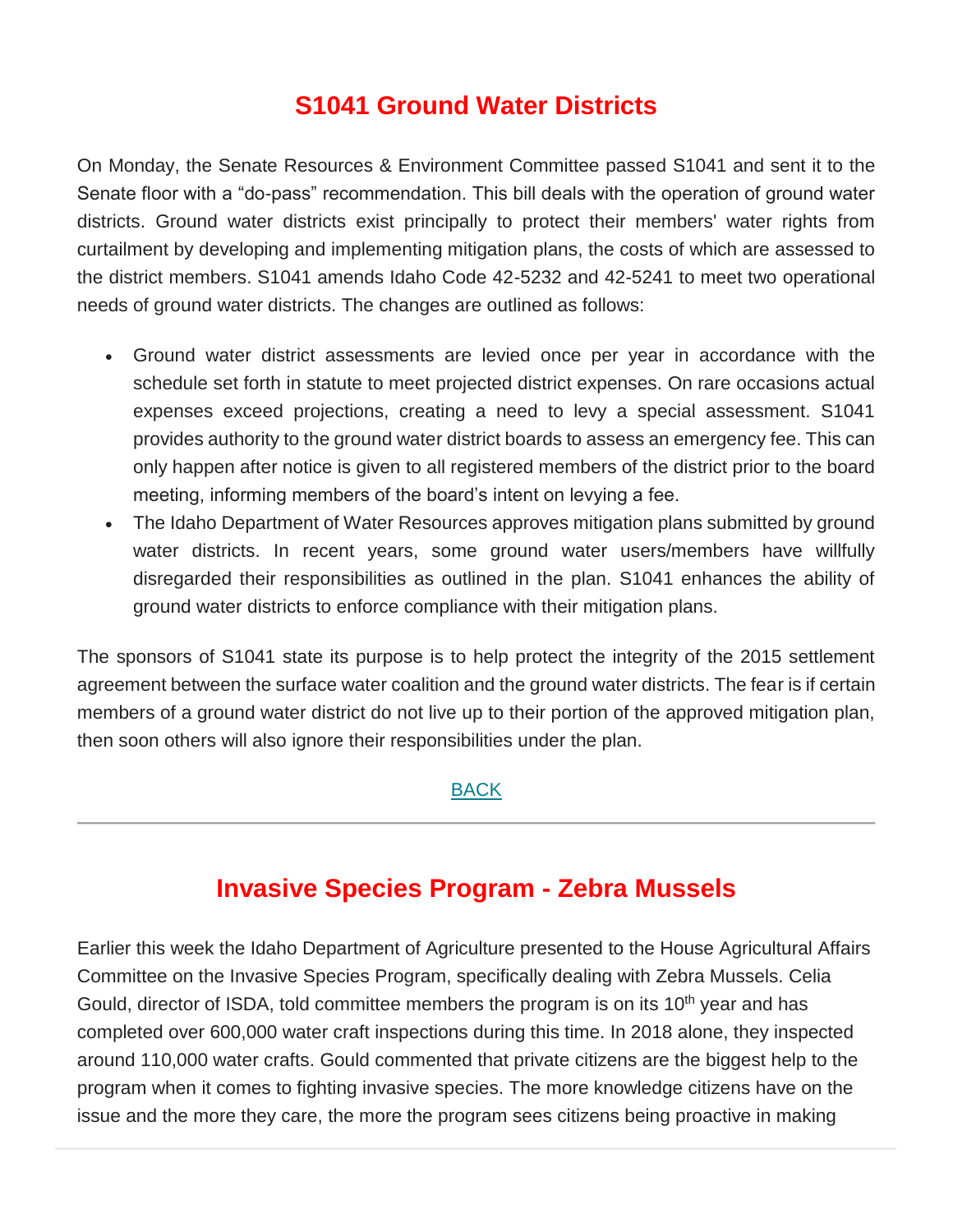## S1041 Ground Water Districts

On Monday, the Senate Resources & Environment Committee passed S1041 and sent it to the Senate floor with a "do-pass" recommendation. This bill deals with the operation of ground water districts. Ground water districts exist principally to protect their members' water rights from curtailment by developing and implementing mitigation plans, the costs of which are assessed to the district members. S1041 amends Idaho Code 42-5232 and 42-5241 to meet two operational needs of ground water districts. The changes are outlined as follows:

- Ground water district assessments are levied once per year in accordance with the schedule set forth in statute to meet projected district expenses. On rare occasions actual expenses exceed projections, creating a need to levy a special assessment. S1041 provides authority to the ground water district boards to assess an emergency fee. This can only happen after notice is given to all registered members of the district prior to the board meeting, informing members of the board's intent on levying a fee.
- The Idaho Department of Water Resources approves mitigation plans submitted by ground water districts. In recent years, some ground water users/members have willfully disregarded their responsibilities as outlined in the plan. S1041 enhances the ability of ground water districts to enforce compliance with their mitigation plans.

The sponsors of S1041 state its purpose is to help protect the integrity of the 2015 settlement agreement between the surface water coalition and the ground water districts. The fear is if certain members of a ground water district do not live up to their portion of the approved mitigation plan, then soon others will also ignore their responsibilities under the plan.

BACK

---

## Invasive Species Program - Zebra Mussels

Earlier this week the Idaho Department of Agriculture presented to the House Agricultural Affairs Committee on the Invasive Species Program, specifically dealing with Zebra Mussels. Celia Gould, director of ISDA, told committee members the program is on its 10th year and has completed over 600,000 water craft inspections during this time. In 2018 alone, they inspected around 110,000 water crafts. Gould commented that private citizens are the biggest help to the program when it comes to fighting invasive species. The more knowledge citizens have on the issue and the more they care, the more the program sees citizens being proactive in making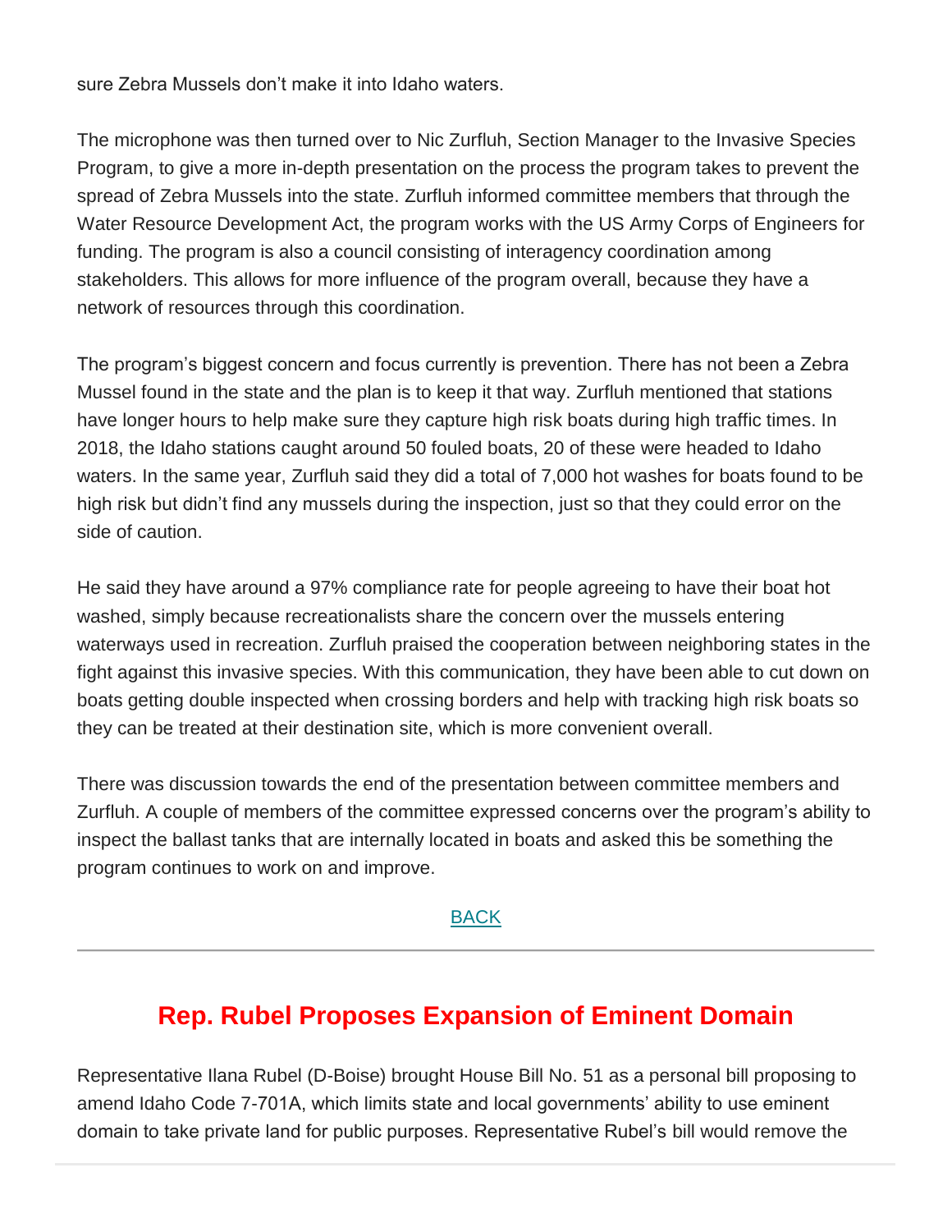sure Zebra Mussels don't make it into Idaho waters.

The microphone was then turned over to Nic Zurfluh, Section Manager to the Invasive Species Program, to give a more in-depth presentation on the process the program takes to prevent the spread of Zebra Mussels into the state. Zurfluh informed committee members that through the Water Resource Development Act, the program works with the US Army Corps of Engineers for funding. The program is also a council consisting of interagency coordination among stakeholders. This allows for more influence of the program overall, because they have a network of resources through this coordination.

The program's biggest concern and focus currently is prevention. There has not been a Zebra Mussel found in the state and the plan is to keep it that way. Zurfluh mentioned that stations have longer hours to help make sure they capture high risk boats during high traffic times. In 2018, the Idaho stations caught around 50 fouled boats, 20 of these were headed to Idaho waters. In the same year, Zurfluh said they did a total of 7,000 hot washes for boats found to be high risk but didn't find any mussels during the inspection, just so that they could error on the side of caution.

He said they have around a 97% compliance rate for people agreeing to have their boat hot washed, simply because recreationalists share the concern over the mussels entering waterways used in recreation. Zurfluh praised the cooperation between neighboring states in the fight against this invasive species. With this communication, they have been able to cut down on boats getting double inspected when crossing borders and help with tracking high risk boats so they can be treated at their destination site, which is more convenient overall.

There was discussion towards the end of the presentation between committee members and Zurfluh. A couple of members of the committee expressed concerns over the program's ability to inspect the ballast tanks that are internally located in boats and asked this be something the program continues to work on and improve.

BACK

---

## Rep. Rubel Proposes Expansion of Eminent Domain

Representative Ilana Rubel (D-Boise) brought House Bill No. 51 as a personal bill proposing to amend Idaho Code 7-701A, which limits state and local governments' ability to use eminent domain to take private land for public purposes. Representative Rubel's bill would remove the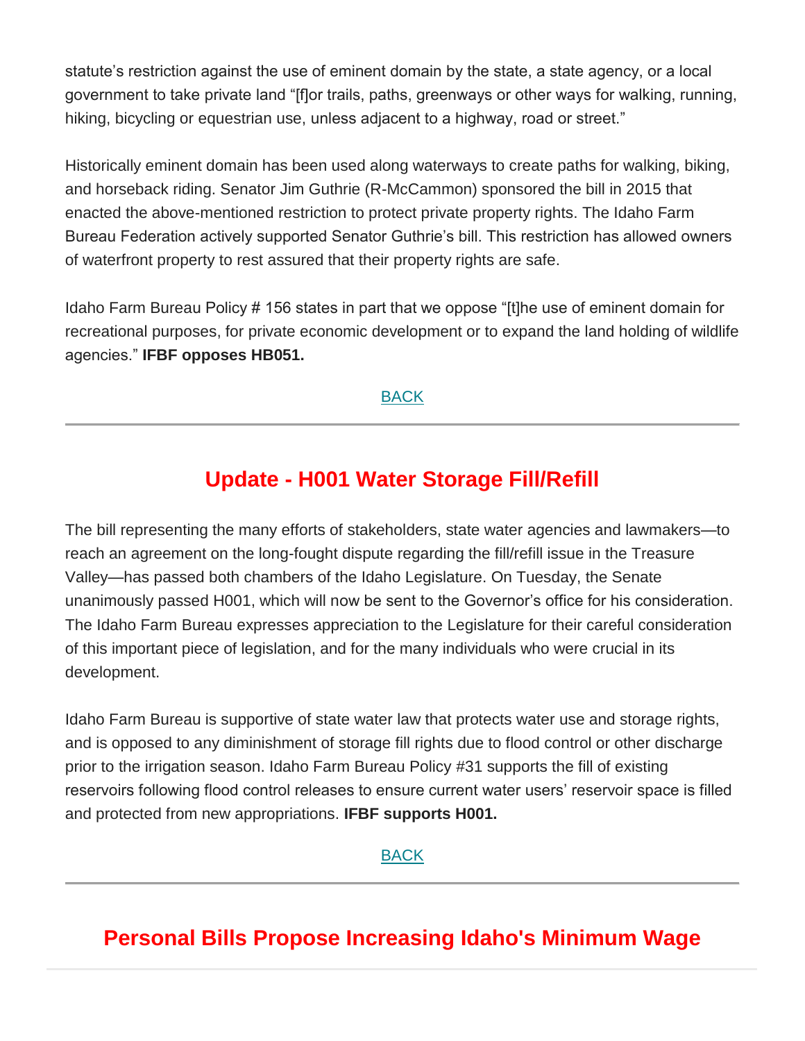statute's restriction against the use of eminent domain by the state, a state agency, or a local government to take private land "[f]or trails, paths, greenways or other ways for walking, running, hiking, bicycling or equestrian use, unless adjacent to a highway, road or street."

Historically eminent domain has been used along waterways to create paths for walking, biking, and horseback riding. Senator Jim Guthrie (R-McCammon) sponsored the bill in 2015 that enacted the above-mentioned restriction to protect private property rights. The Idaho Farm Bureau Federation actively supported Senator Guthrie's bill. This restriction has allowed owners of waterfront property to rest assured that their property rights are safe.

Idaho Farm Bureau Policy # 156 states in part that we oppose "[t]he use of eminent domain for recreational purposes, for private economic development or to expand the land holding of wildlife agencies." **IFBF opposes HB051.**

BACK

---

## Update - H001 Water Storage Fill/Refill

The bill representing the many efforts of stakeholders, state water agencies and lawmakers—to reach an agreement on the long-fought dispute regarding the fill/refill issue in the Treasure Valley—has passed both chambers of the Idaho Legislature. On Tuesday, the Senate unanimously passed H001, which will now be sent to the Governor's office for his consideration. The Idaho Farm Bureau expresses appreciation to the Legislature for their careful consideration of this important piece of legislation, and for the many individuals who were crucial in its development.

Idaho Farm Bureau is supportive of state water law that protects water use and storage rights, and is opposed to any diminishment of storage fill rights due to flood control or other discharge prior to the irrigation season. Idaho Farm Bureau Policy #31 supports the fill of existing reservoirs following flood control releases to ensure current water users' reservoir space is filled and protected from new appropriations. **IFBF supports H001.**

BACK

---

## Personal Bills Propose Increasing Idaho's Minimum Wage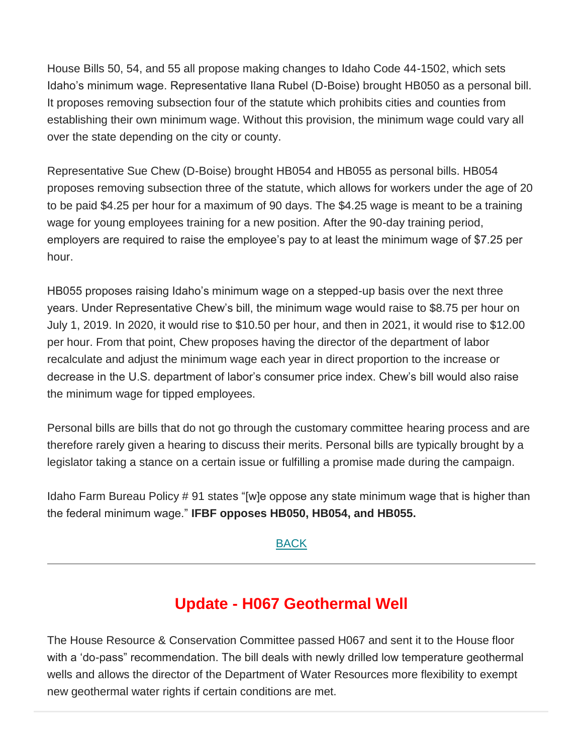House Bills 50, 54, and 55 all propose making changes to Idaho Code 44-1502, which sets Idaho's minimum wage. Representative Ilana Rubel (D-Boise) brought HB050 as a personal bill. It proposes removing subsection four of the statute which prohibits cities and counties from establishing their own minimum wage. Without this provision, the minimum wage could vary all over the state depending on the city or county.

Representative Sue Chew (D-Boise) brought HB054 and HB055 as personal bills. HB054 proposes removing subsection three of the statute, which allows for workers under the age of 20 to be paid $4.25 per hour for a maximum of 90 days. The $4.25 wage is meant to be a training wage for young employees training for a new position. After the 90-day training period, employers are required to raise the employee's pay to at least the minimum wage of $7.25 per hour.

HB055 proposes raising Idaho's minimum wage on a stepped-up basis over the next three years. Under Representative Chew's bill, the minimum wage would raise to $8.75 per hour on July 1, 2019. In 2020, it would rise to $10.50 per hour, and then in 2021, it would rise to $12.00 per hour. From that point, Chew proposes having the director of the department of labor recalculate and adjust the minimum wage each year in direct proportion to the increase or decrease in the U.S. department of labor's consumer price index. Chew's bill would also raise the minimum wage for tipped employees.

Personal bills are bills that do not go through the customary committee hearing process and are therefore rarely given a hearing to discuss their merits. Personal bills are typically brought by a legislator taking a stance on a certain issue or fulfilling a promise made during the campaign.

Idaho Farm Bureau Policy # 91 states "[w]e oppose any state minimum wage that is higher than the federal minimum wage." **IFBF opposes HB050, HB054, and HB055.**

BACK

---

## Update - H067 Geothermal Well

The House Resource & Conservation Committee passed H067 and sent it to the House floor with a 'do-pass" recommendation. The bill deals with newly drilled low temperature geothermal wells and allows the director of the Department of Water Resources more flexibility to exempt new geothermal water rights if certain conditions are met.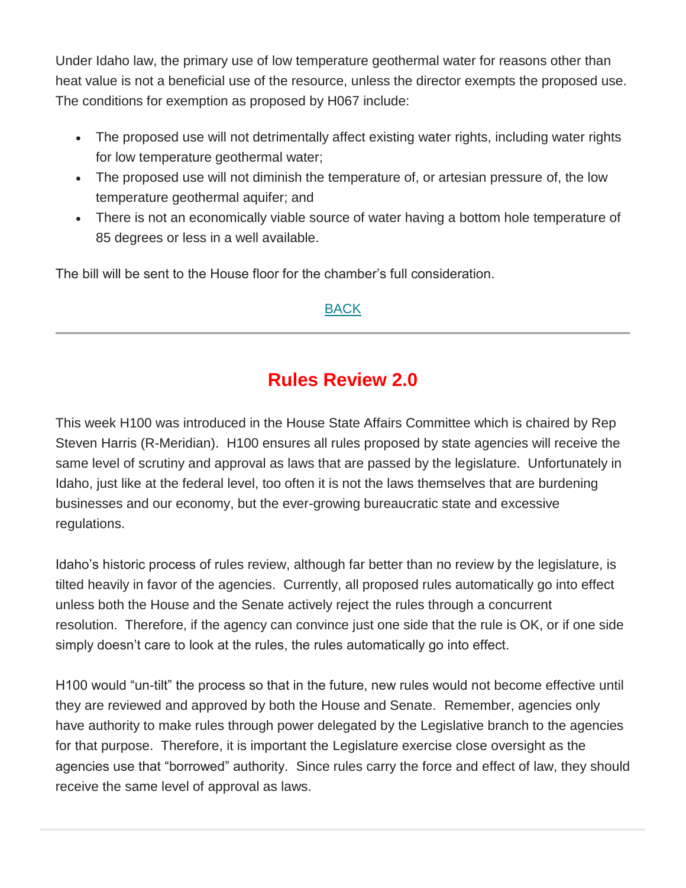Under Idaho law, the primary use of low temperature geothermal water for reasons other than heat value is not a beneficial use of the resource, unless the director exempts the proposed use. The conditions for exemption as proposed by H067 include:

- The proposed use will not detrimentally affect existing water rights, including water rights for low temperature geothermal water;
- The proposed use will not diminish the temperature of, or artesian pressure of, the low temperature geothermal aquifer; and
- There is not an economically viable source of water having a bottom hole temperature of 85 degrees or less in a well available.

The bill will be sent to the House floor for the chamber's full consideration.

BACK

---

## Rules Review 2.0

This week H100 was introduced in the House State Affairs Committee which is chaired by Rep Steven Harris (R-Meridian). H100 ensures all rules proposed by state agencies will receive the same level of scrutiny and approval as laws that are passed by the legislature. Unfortunately in Idaho, just like at the federal level, too often it is not the laws themselves that are burdening businesses and our economy, but the ever-growing bureaucratic state and excessive regulations.

Idaho's historic process of rules review, although far better than no review by the legislature, is tilted heavily in favor of the agencies. Currently, all proposed rules automatically go into effect unless both the House and the Senate actively reject the rules through a concurrent resolution. Therefore, if the agency can convince just one side that the rule is OK, or if one side simply doesn't care to look at the rules, the rules automatically go into effect.

H100 would "un-tilt" the process so that in the future, new rules would not become effective until they are reviewed and approved by both the House and Senate. Remember, agencies only have authority to make rules through power delegated by the Legislative branch to the agencies for that purpose. Therefore, it is important the Legislature exercise close oversight as the agencies use that "borrowed" authority. Since rules carry the force and effect of law, they should receive the same level of approval as laws.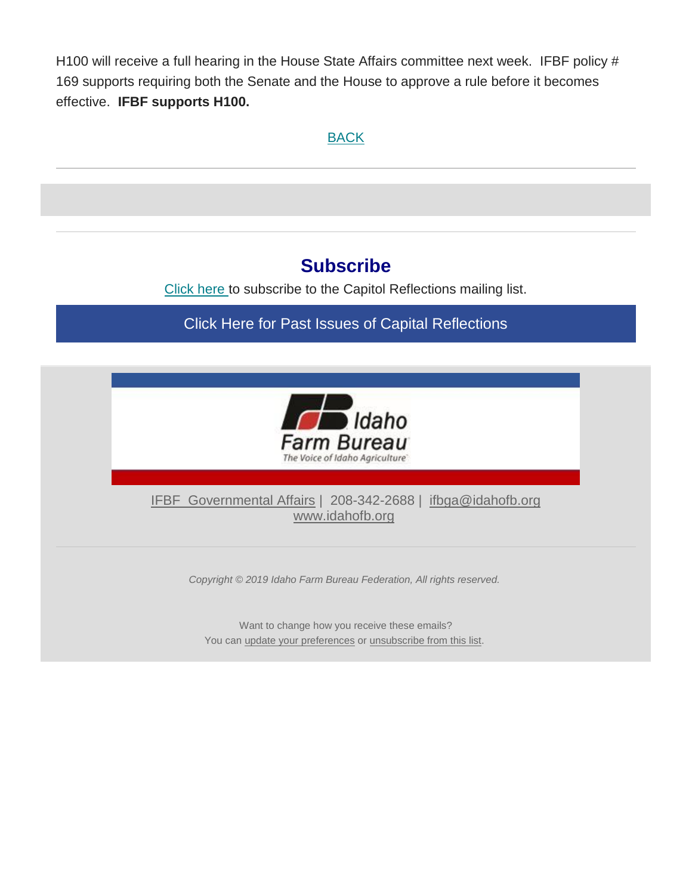H100 will receive a full hearing in the House State Affairs committee next week. IFBF policy # 169 supports requiring both the Senate and the House to approve a rule before it becomes effective. **IFBF supports H100.**

BACK

## Subscribe

Click here to subscribe to the Capitol Reflections mailing list.

Click Here for Past Issues of Capital Reflections

IFBF Governmental Affairs | 208-342-2688 | ifbga@idahofb.org
www.idahofb.org

*Copyright © 2019 Idaho Farm Bureau Federation, All rights reserved.*

Want to change how you receive these emails?
You can update your preferences or unsubscribe from this list.